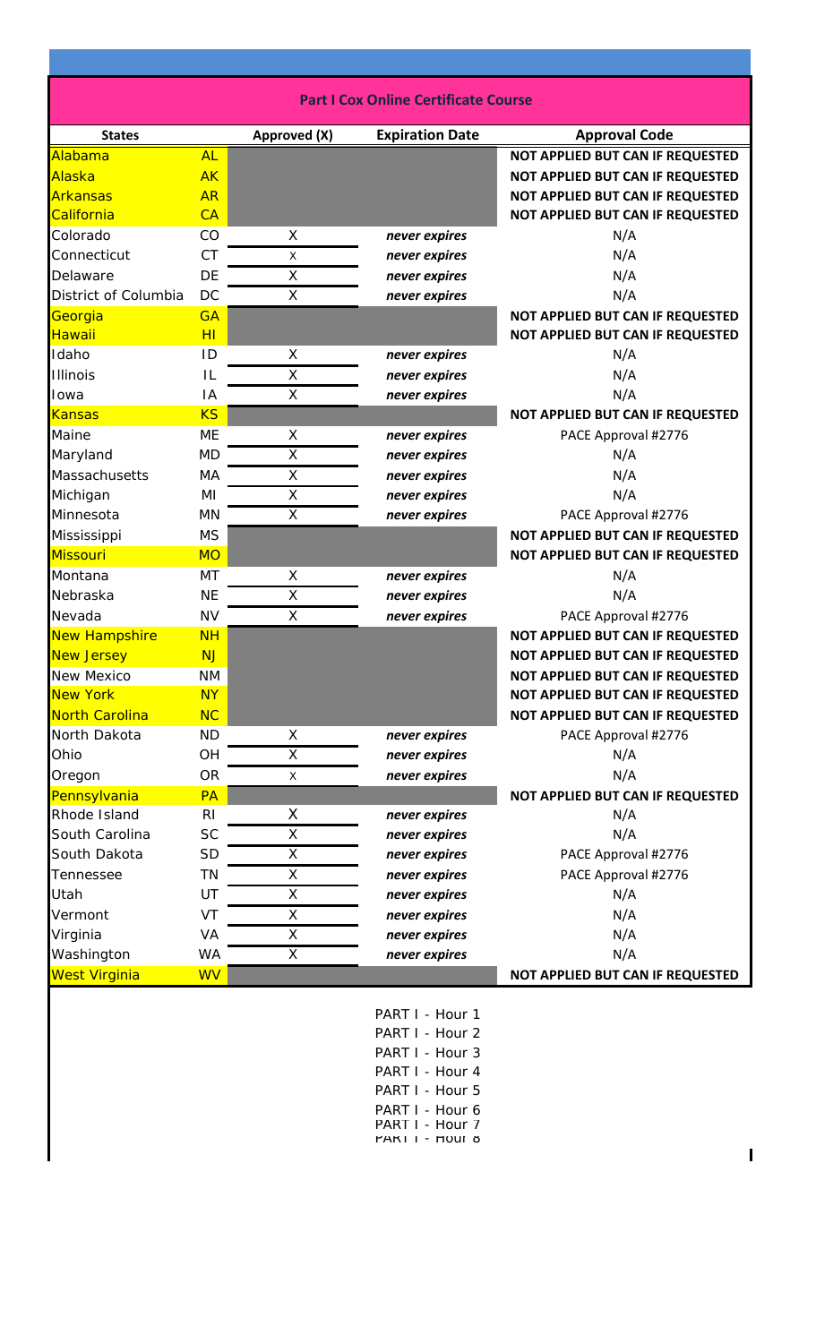## Part I Cox Online Certificate Course

| States | | Approved (X) | Expiration Date | Approval Code |
|---|---|---|---|---|
| Alabama | AL | | | NOT APPLIED BUT CAN IF REQUESTED |
| Alaska | AK | | | NOT APPLIED BUT CAN IF REQUESTED |
| Arkansas | AR | | | NOT APPLIED BUT CAN IF REQUESTED |
| California | CA | | | NOT APPLIED BUT CAN IF REQUESTED |
| Colorado | CO | X | *never expires* | N/A |
| Connecticut | CT | X | *never expires* | N/A |
| Delaware | DE | X | *never expires* | N/A |
| District of Columbia | DC | X | *never expires* | N/A |
| Georgia | GA | | | NOT APPLIED BUT CAN IF REQUESTED |
| Hawaii | HI | | | NOT APPLIED BUT CAN IF REQUESTED |
| Idaho | ID | X | *never expires* | N/A |
| Illinois | IL | X | *never expires* | N/A |
| Iowa | IA | X | *never expires* | N/A |
| Kansas | KS | | | NOT APPLIED BUT CAN IF REQUESTED |
| Maine | ME | X | *never expires* | PACE Approval #2776 |
| Maryland | MD | X | *never expires* | N/A |
| Massachusetts | MA | X | *never expires* | N/A |
| Michigan | MI | X | *never expires* | N/A |
| Minnesota | MN | X | *never expires* | PACE Approval #2776 |
| Mississippi | MS | | | NOT APPLIED BUT CAN IF REQUESTED |
| Missouri | MO | | | NOT APPLIED BUT CAN IF REQUESTED |
| Montana | MT | X | *never expires* | N/A |
| Nebraska | NE | X | *never expires* | N/A |
| Nevada | NV | X | *never expires* | PACE Approval #2776 |
| New Hampshire | NH | | | NOT APPLIED BUT CAN IF REQUESTED |
| New Jersey | NJ | | | NOT APPLIED BUT CAN IF REQUESTED |
| New Mexico | NM | | | NOT APPLIED BUT CAN IF REQUESTED |
| New York | NY | | | NOT APPLIED BUT CAN IF REQUESTED |
| North Carolina | NC | | | NOT APPLIED BUT CAN IF REQUESTED |
| North Dakota | ND | X | *never expires* | PACE Approval #2776 |
| Ohio | OH | X | *never expires* | N/A |
| Oregon | OR | X | *never expires* | N/A |
| Pennsylvania | PA | | | NOT APPLIED BUT CAN IF REQUESTED |
| Rhode Island | RI | X | *never expires* | N/A |
| South Carolina | SC | X | *never expires* | N/A |
| South Dakota | SD | X | *never expires* | PACE Approval #2776 |
| Tennessee | TN | X | *never expires* | PACE Approval #2776 |
| Utah | UT | X | *never expires* | N/A |
| Vermont | VT | X | *never expires* | N/A |
| Virginia | VA | X | *never expires* | N/A |
| Washington | WA | X | *never expires* | N/A |
| West Virginia | WV | | | NOT APPLIED BUT CAN IF REQUESTED |

PART I - Hour 1
PART I - Hour 2
PART I - Hour 3
PART I - Hour 4
PART I - Hour 5
PART I - Hour 6
PART I - Hour 7
PART I - Hour 8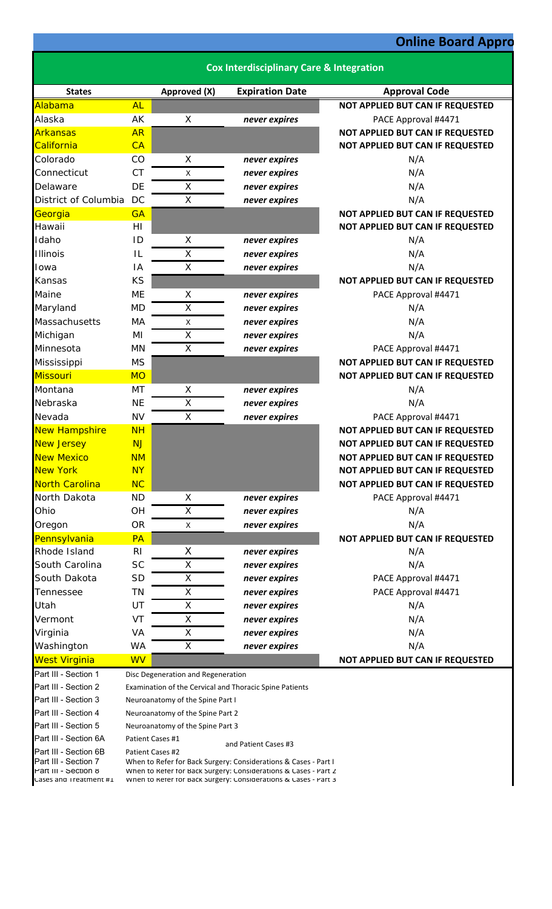## Online Board Appro

### Cox Interdisciplinary Care & Integration

| States | | Approved (X) | Expiration Date | Approval Code |
|---|---|---|---|---|
| Alabama | AL | | | NOT APPLIED BUT CAN IF REQUESTED |
| Alaska | AK | X | *never expires* | PACE Approval #4471 |
| Arkansas | AR | | | NOT APPLIED BUT CAN IF REQUESTED |
| California | CA | | | NOT APPLIED BUT CAN IF REQUESTED |
| Colorado | CO | X | *never expires* | N/A |
| Connecticut | CT | X | *never expires* | N/A |
| Delaware | DE | X | *never expires* | N/A |
| District of Columbia | DC | X | *never expires* | N/A |
| Georgia | GA | | | NOT APPLIED BUT CAN IF REQUESTED |
| Hawaii | HI | | | NOT APPLIED BUT CAN IF REQUESTED |
| Idaho | ID | X | *never expires* | N/A |
| Illinois | IL | X | *never expires* | N/A |
| Iowa | IA | X | *never expires* | N/A |
| Kansas | KS | | | NOT APPLIED BUT CAN IF REQUESTED |
| Maine | ME | X | *never expires* | PACE Approval #4471 |
| Maryland | MD | X | *never expires* | N/A |
| Massachusetts | MA | X | *never expires* | N/A |
| Michigan | MI | X | *never expires* | N/A |
| Minnesota | MN | X | *never expires* | PACE Approval #4471 |
| Mississippi | MS | | | NOT APPLIED BUT CAN IF REQUESTED |
| Missouri | MO | | | NOT APPLIED BUT CAN IF REQUESTED |
| Montana | MT | X | *never expires* | N/A |
| Nebraska | NE | X | *never expires* | N/A |
| Nevada | NV | X | *never expires* | PACE Approval #4471 |
| New Hampshire | NH | | | NOT APPLIED BUT CAN IF REQUESTED |
| New Jersey | NJ | | | NOT APPLIED BUT CAN IF REQUESTED |
| New Mexico | NM | | | NOT APPLIED BUT CAN IF REQUESTED |
| New York | NY | | | NOT APPLIED BUT CAN IF REQUESTED |
| North Carolina | NC | | | NOT APPLIED BUT CAN IF REQUESTED |
| North Dakota | ND | X | *never expires* | PACE Approval #4471 |
| Ohio | OH | X | *never expires* | N/A |
| Oregon | OR | X | *never expires* | N/A |
| Pennsylvania | PA | | | NOT APPLIED BUT CAN IF REQUESTED |
| Rhode Island | RI | X | *never expires* | N/A |
| South Carolina | SC | X | *never expires* | N/A |
| South Dakota | SD | X | *never expires* | PACE Approval #4471 |
| Tennessee | TN | X | *never expires* | PACE Approval #4471 |
| Utah | UT | X | *never expires* | N/A |
| Vermont | VT | X | *never expires* | N/A |
| Virginia | VA | X | *never expires* | N/A |
| Washington | WA | X | *never expires* | N/A |
| West Virginia | WV | | | NOT APPLIED BUT CAN IF REQUESTED |

| | |
|---|---|
| Part III - Section 1 | Disc Degeneration and Regeneration |
| Part III - Section 2 | Examination of the Cervical and Thoracic Spine Patients |
| Part III - Section 3 | Neuroanatomy of the Spine Part I |
| Part III - Section 4 | Neuroanatomy of the Spine Part 2 |
| Part III - Section 5 | Neuroanatomy of the Spine Part 3 |
| Part III - Section 6A | Patient Cases #1 and Patient Cases #3 |
| Part III - Section 6B | Patient Cases #2 |
| Part III - Section 7 | When to Refer for Back Surgery: Considerations & Cases - Part I |
| Part III - Section 8 | When to Refer for Back Surgery: Considerations & Cases - Part 2 |
| Cases and Treatment #1 | When to Refer for Back Surgery: Considerations & Cases - Part 3 |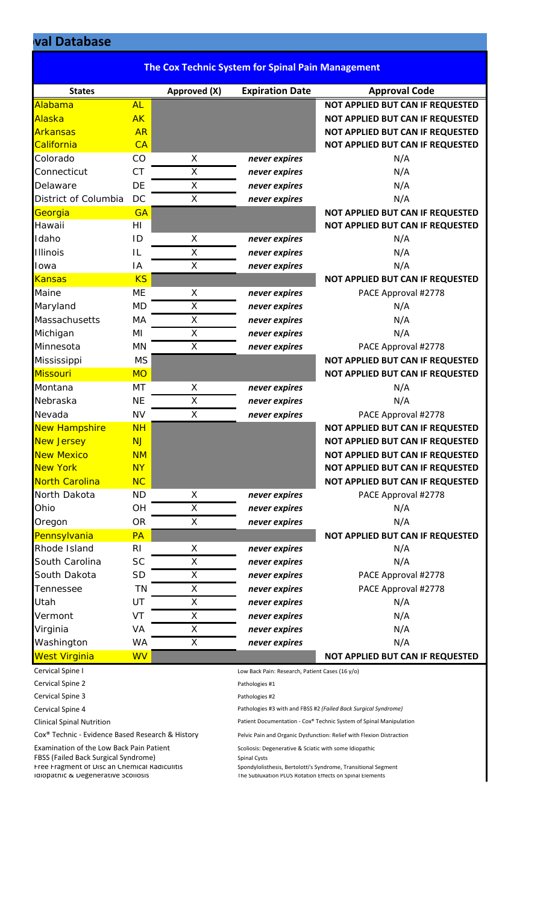## val Database

### The Cox Technic System for Spinal Pain Management

| States | | Approved (X) | Expiration Date | Approval Code |
|---|---|---|---|---|
| Alabama | AL | | | NOT APPLIED BUT CAN IF REQUESTED |
| Alaska | AK | | | NOT APPLIED BUT CAN IF REQUESTED |
| Arkansas | AR | | | NOT APPLIED BUT CAN IF REQUESTED |
| California | CA | | | NOT APPLIED BUT CAN IF REQUESTED |
| Colorado | CO | X | *never expires* | N/A |
| Connecticut | CT | X | *never expires* | N/A |
| Delaware | DE | X | *never expires* | N/A |
| District of Columbia | DC | X | *never expires* | N/A |
| Georgia | GA | | | NOT APPLIED BUT CAN IF REQUESTED |
| Hawaii | HI | | | NOT APPLIED BUT CAN IF REQUESTED |
| Idaho | ID | X | *never expires* | N/A |
| Illinois | IL | X | *never expires* | N/A |
| Iowa | IA | X | *never expires* | N/A |
| Kansas | KS | | | NOT APPLIED BUT CAN IF REQUESTED |
| Maine | ME | X | *never expires* | PACE Approval #2778 |
| Maryland | MD | X | *never expires* | N/A |
| Massachusetts | MA | X | *never expires* | N/A |
| Michigan | MI | X | *never expires* | N/A |
| Minnesota | MN | X | *never expires* | PACE Approval #2778 |
| Mississippi | MS | | | NOT APPLIED BUT CAN IF REQUESTED |
| Missouri | MO | | | NOT APPLIED BUT CAN IF REQUESTED |
| Montana | MT | X | *never expires* | N/A |
| Nebraska | NE | X | *never expires* | N/A |
| Nevada | NV | X | *never expires* | PACE Approval #2778 |
| New Hampshire | NH | | | NOT APPLIED BUT CAN IF REQUESTED |
| New Jersey | NJ | | | NOT APPLIED BUT CAN IF REQUESTED |
| New Mexico | NM | | | NOT APPLIED BUT CAN IF REQUESTED |
| New York | NY | | | NOT APPLIED BUT CAN IF REQUESTED |
| North Carolina | NC | | | NOT APPLIED BUT CAN IF REQUESTED |
| North Dakota | ND | X | *never expires* | PACE Approval #2778 |
| Ohio | OH | X | *never expires* | N/A |
| Oregon | OR | X | *never expires* | N/A |
| Pennsylvania | PA | | | NOT APPLIED BUT CAN IF REQUESTED |
| Rhode Island | RI | X | *never expires* | N/A |
| South Carolina | SC | X | *never expires* | N/A |
| South Dakota | SD | X | *never expires* | PACE Approval #2778 |
| Tennessee | TN | X | *never expires* | PACE Approval #2778 |
| Utah | UT | X | *never expires* | N/A |
| Vermont | VT | X | *never expires* | N/A |
| Virginia | VA | X | *never expires* | N/A |
| Washington | WA | X | *never expires* | N/A |
| West Virginia | WV | | | NOT APPLIED BUT CAN IF REQUESTED |

- Cervical Spine I
- Cervical Spine 2
- Cervical Spine 3
- Cervical Spine 4
- Clinical Spinal Nutrition
- Cox® Technic - Evidence Based Research & History
- Examination of the Low Back Pain Patient
- FBSS (Failed Back Surgical Syndrome)
- Free Fragment of Disc an Chemical Radiculitis
- Idiopathic & Degenerative Scoliosis
- Low Back Pain: Research, Patient Cases (16 y/o)
- Pathologies #1
- Pathologies #2
- Pathologies #3 with and FBSS #2 *(Failed Back Surgical Syndrome)*
- Patient Documentation - Cox® Technic System of Spinal Manipulation
- Pelvic Pain and Organic Dysfunction: Relief with Flexion Distraction
- Scoliosis: Degenerative & Sciatic with some Idiopathic
- Spinal Cysts
- Spondylolisthesis, Bertolotti's Syndrome, Transitional Segment
- The Subluxation PLUS Rotation Effects on Spinal Elements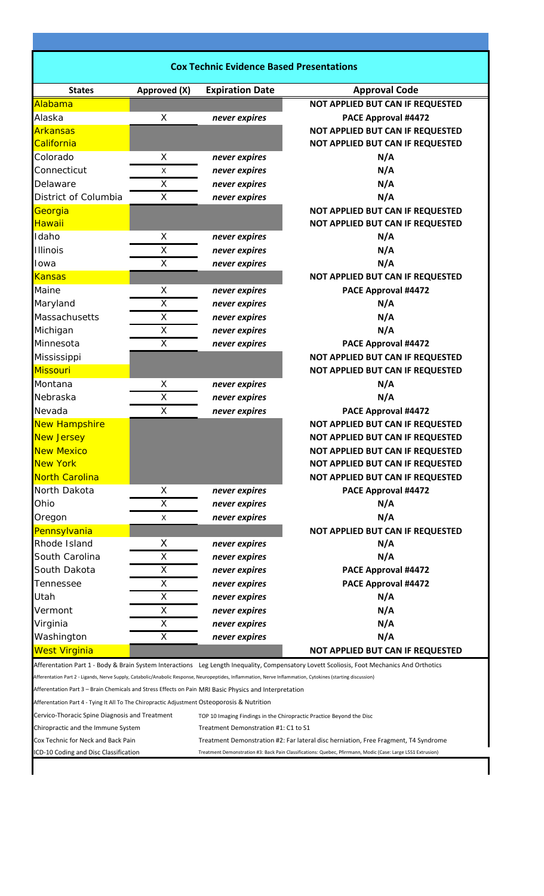## Cox Technic Evidence Based Presentations

| States | Approved (X) | Expiration Date | Approval Code |
|---|---|---|---|
| Alabama | | | NOT APPLIED BUT CAN IF REQUESTED |
| Alaska | X | *never expires* | PACE Approval #4472 |
| Arkansas | | | NOT APPLIED BUT CAN IF REQUESTED |
| California | | | NOT APPLIED BUT CAN IF REQUESTED |
| Colorado | X | *never expires* | N/A |
| Connecticut | X | *never expires* | N/A |
| Delaware | X | *never expires* | N/A |
| District of Columbia | X | *never expires* | N/A |
| Georgia | | | NOT APPLIED BUT CAN IF REQUESTED |
| Hawaii | | | NOT APPLIED BUT CAN IF REQUESTED |
| Idaho | X | *never expires* | N/A |
| Illinois | X | *never expires* | N/A |
| Iowa | X | *never expires* | N/A |
| Kansas | | | NOT APPLIED BUT CAN IF REQUESTED |
| Maine | X | *never expires* | PACE Approval #4472 |
| Maryland | X | *never expires* | N/A |
| Massachusetts | X | *never expires* | N/A |
| Michigan | X | *never expires* | N/A |
| Minnesota | X | *never expires* | PACE Approval #4472 |
| Mississippi | | | NOT APPLIED BUT CAN IF REQUESTED |
| Missouri | | | NOT APPLIED BUT CAN IF REQUESTED |
| Montana | X | *never expires* | N/A |
| Nebraska | X | *never expires* | N/A |
| Nevada | X | *never expires* | PACE Approval #4472 |
| New Hampshire | | | NOT APPLIED BUT CAN IF REQUESTED |
| New Jersey | | | NOT APPLIED BUT CAN IF REQUESTED |
| New Mexico | | | NOT APPLIED BUT CAN IF REQUESTED |
| New York | | | NOT APPLIED BUT CAN IF REQUESTED |
| North Carolina | | | NOT APPLIED BUT CAN IF REQUESTED |
| North Dakota | X | *never expires* | PACE Approval #4472 |
| Ohio | X | *never expires* | N/A |
| Oregon | X | *never expires* | N/A |
| Pennsylvania | | | NOT APPLIED BUT CAN IF REQUESTED |
| Rhode Island | X | *never expires* | N/A |
| South Carolina | X | *never expires* | N/A |
| South Dakota | X | *never expires* | PACE Approval #4472 |
| Tennessee | X | *never expires* | PACE Approval #4472 |
| Utah | X | *never expires* | N/A |
| Vermont | X | *never expires* | N/A |
| Virginia | X | *never expires* | N/A |
| Washington | X | *never expires* | N/A |
| West Virginia | | | NOT APPLIED BUT CAN IF REQUESTED |

Afferentation Part 1 - Body & Brain System Interactions Leg Length Inequality, Compensatory Lovett Scoliosis, Foot Mechanics And Orthotics

Afferentation Part 2 - Ligands, Nerve Supply, Catabolic/Anabolic Response, Neuropeptides, Inflammation, Nerve Inflammation, Cytokines (starting discussion)

Afferentation Part 3 – Brain Chemicals and Stress Effects on Pain MRI Basic Physics and Interpretation

Afferentation Part 4 - Tying It All To The Chiropractic Adjustment Osteoporosis & Nutrition

Cervico-Thoracic Spine Diagnosis and Treatment TOP 10 Imaging Findings in the Chiropractic Practice Beyond the Disc

Chiropractic and the Immune System Treatment Demonstration #1: C1 to S1

Cox Technic for Neck and Back Pain Treatment Demonstration #2: Far lateral disc herniation, Free Fragment, T4 Syndrome

ICD-10 Coding and Disc Classification Treatment Demonstration #3: Back Pain Classifications: Quebec, Pfirrmann, Modic (Case: Large L5S1 Extrusion)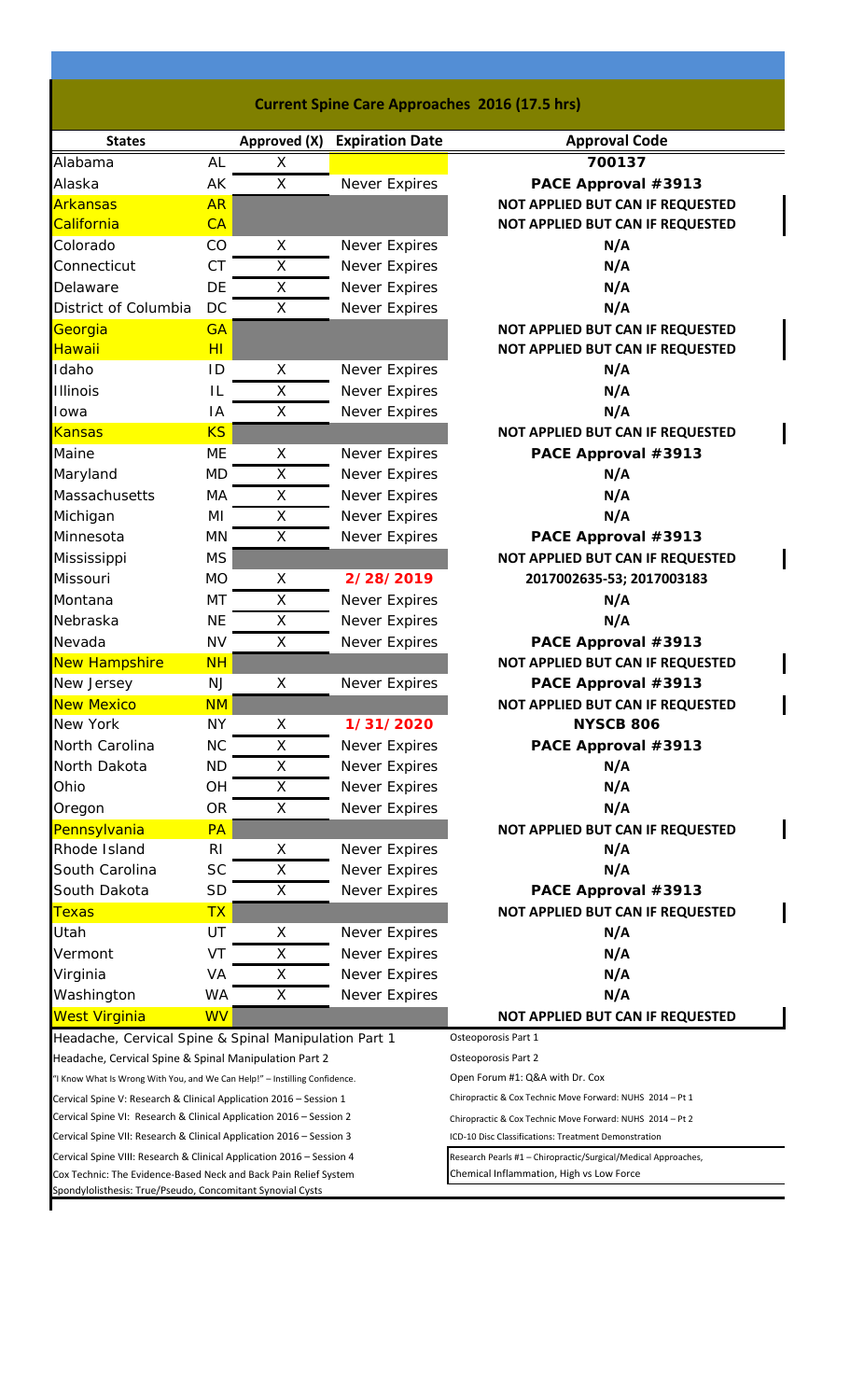## Current Spine Care Approaches 2016 (17.5 hrs)

| States | | Approved (X) | Expiration Date | Approval Code |
|---|---|---|---|---|
| Alabama | AL | X | | 700137 |
| Alaska | AK | X | Never Expires | PACE Approval #3913 |
| Arkansas | AR | | | NOT APPLIED BUT CAN IF REQUESTED |
| California | CA | | | NOT APPLIED BUT CAN IF REQUESTED |
| Colorado | CO | X | Never Expires | N/A |
| Connecticut | CT | X | Never Expires | N/A |
| Delaware | DE | X | Never Expires | N/A |
| District of Columbia | DC | X | Never Expires | N/A |
| Georgia | GA | | | NOT APPLIED BUT CAN IF REQUESTED |
| Hawaii | HI | | | NOT APPLIED BUT CAN IF REQUESTED |
| Idaho | ID | X | Never Expires | N/A |
| Illinois | IL | X | Never Expires | N/A |
| Iowa | IA | X | Never Expires | N/A |
| Kansas | KS | | | NOT APPLIED BUT CAN IF REQUESTED |
| Maine | ME | X | Never Expires | PACE Approval #3913 |
| Maryland | MD | X | Never Expires | N/A |
| Massachusetts | MA | X | Never Expires | N/A |
| Michigan | MI | X | Never Expires | N/A |
| Minnesota | MN | X | Never Expires | PACE Approval #3913 |
| Mississippi | MS | | | NOT APPLIED BUT CAN IF REQUESTED |
| Missouri | MO | X | 2/28/2019 | 2017002635-53; 2017003183 |
| Montana | MT | X | Never Expires | N/A |
| Nebraska | NE | X | Never Expires | N/A |
| Nevada | NV | X | Never Expires | PACE Approval #3913 |
| New Hampshire | NH | | | NOT APPLIED BUT CAN IF REQUESTED |
| New Jersey | NJ | X | Never Expires | PACE Approval #3913 |
| New Mexico | NM | | | NOT APPLIED BUT CAN IF REQUESTED |
| New York | NY | X | 1/31/2020 | NYSCB 806 |
| North Carolina | NC | X | Never Expires | PACE Approval #3913 |
| North Dakota | ND | X | Never Expires | N/A |
| Ohio | OH | X | Never Expires | N/A |
| Oregon | OR | X | Never Expires | N/A |
| Pennsylvania | PA | | | NOT APPLIED BUT CAN IF REQUESTED |
| Rhode Island | RI | X | Never Expires | N/A |
| South Carolina | SC | X | Never Expires | N/A |
| South Dakota | SD | X | Never Expires | PACE Approval #3913 |
| Texas | TX | | | NOT APPLIED BUT CAN IF REQUESTED |
| Utah | UT | X | Never Expires | N/A |
| Vermont | VT | X | Never Expires | N/A |
| Virginia | VA | X | Never Expires | N/A |
| Washington | WA | X | Never Expires | N/A |
| West Virginia | WV | | | NOT APPLIED BUT CAN IF REQUESTED |

- Headache, Cervical Spine & Spinal Manipulation Part 1
- Headache, Cervical Spine & Spinal Manipulation Part 2
- "I Know What Is Wrong With You, and We Can Help!" – Instilling Confidence.
- Cervical Spine V: Research & Clinical Application 2016 – Session 1
- Cervical Spine VI: Research & Clinical Application 2016 – Session 2
- Cervical Spine VII: Research & Clinical Application 2016 – Session 3
- Cervical Spine VIII: Research & Clinical Application 2016 – Session 4
- Cox Technic: The Evidence-Based Neck and Back Pain Relief System
- Spondylolisthesis: True/Pseudo, Concomitant Synovial Cysts
- Osteoporosis Part 1
- Osteoporosis Part 2
- Open Forum #1: Q&A with Dr. Cox
- Chiropractic & Cox Technic Move Forward: NUHS 2014 – Pt 1
- Chiropractic & Cox Technic Move Forward: NUHS 2014 – Pt 2
- ICD-10 Disc Classifications: Treatment Demonstration
- Research Pearls #1 – Chiropractic/Surgical/Medical Approaches, Chemical Inflammation, High vs Low Force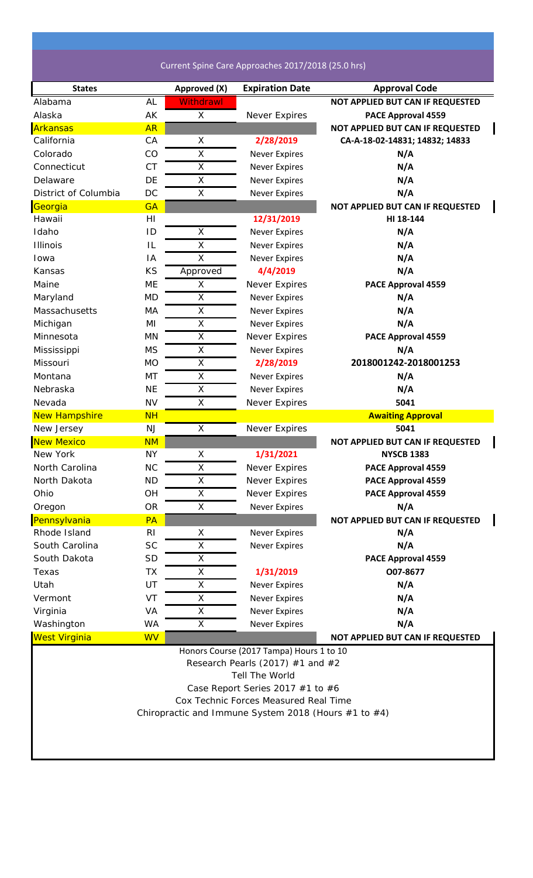## Current Spine Care Approaches 2017/2018 (25.0 hrs)

| States | | Approved (X) | Expiration Date | Approval Code |
|---|---|---|---|---|
| Alabama | AL | Withdrawl | | NOT APPLIED BUT CAN IF REQUESTED |
| Alaska | AK | X | Never Expires | PACE Approval 4559 |
| Arkansas | AR | | | NOT APPLIED BUT CAN IF REQUESTED |
| California | CA | X | 2/28/2019 | CA-A-18-02-14831; 14832; 14833 |
| Colorado | CO | X | Never Expires | N/A |
| Connecticut | CT | X | Never Expires | N/A |
| Delaware | DE | X | Never Expires | N/A |
| District of Columbia | DC | X | Never Expires | N/A |
| Georgia | GA | | | NOT APPLIED BUT CAN IF REQUESTED |
| Hawaii | HI | | 12/31/2019 | HI 18-144 |
| Idaho | ID | X | Never Expires | N/A |
| Illinois | IL | X | Never Expires | N/A |
| Iowa | IA | X | Never Expires | N/A |
| Kansas | KS | Approved | 4/4/2019 | N/A |
| Maine | ME | X | Never Expires | PACE Approval 4559 |
| Maryland | MD | X | Never Expires | N/A |
| Massachusetts | MA | X | Never Expires | N/A |
| Michigan | MI | X | Never Expires | N/A |
| Minnesota | MN | X | Never Expires | PACE Approval 4559 |
| Mississippi | MS | X | Never Expires | N/A |
| Missouri | MO | X | 2/28/2019 | 2018001242-2018001253 |
| Montana | MT | X | Never Expires | N/A |
| Nebraska | NE | X | Never Expires | N/A |
| Nevada | NV | X | Never Expires | 5041 |
| New Hampshire | NH | | | Awaiting Approval |
| New Jersey | NJ | X | Never Expires | 5041 |
| New Mexico | NM | | | NOT APPLIED BUT CAN IF REQUESTED |
| New York | NY | X | 1/31/2021 | NYSCB 1383 |
| North Carolina | NC | X | Never Expires | PACE Approval 4559 |
| North Dakota | ND | X | Never Expires | PACE Approval 4559 |
| Ohio | OH | X | Never Expires | PACE Approval 4559 |
| Oregon | OR | X | Never Expires | N/A |
| Pennsylvania | PA | | | NOT APPLIED BUT CAN IF REQUESTED |
| Rhode Island | RI | X | Never Expires | N/A |
| South Carolina | SC | X | Never Expires | N/A |
| South Dakota | SD | X | | PACE Approval 4559 |
| Texas | TX | X | 1/31/2019 | O07-8677 |
| Utah | UT | X | Never Expires | N/A |
| Vermont | VT | X | Never Expires | N/A |
| Virginia | VA | X | Never Expires | N/A |
| Washington | WA | X | Never Expires | N/A |
| West Virginia | WV | | | NOT APPLIED BUT CAN IF REQUESTED |

Honors Course (2017 Tampa) Hours 1 to 10
Research Pearls (2017) #1 and #2
Tell The World
Case Report Series 2017 #1 to #6
Cox Technic Forces Measured Real Time
Chiropractic and Immune System 2018 (Hours #1 to #4)